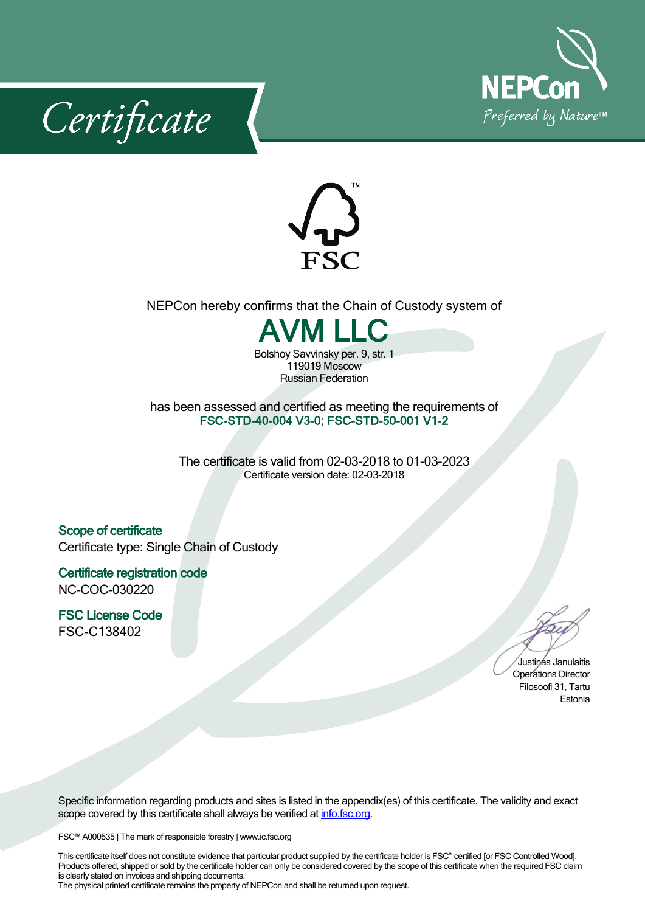# Certificate

NEPCon
Preferred by Nature™

FSC™

NEPCon hereby confirms that the Chain of Custody system of

## AVM LLC

Bolshoy Savvinsky per. 9, str. 1
119019 Moscow
Russian Federation

has been assessed and certified as meeting the requirements of
**FSC-STD-40-004 V3-0; FSC-STD-50-001 V1-2**

The certificate is valid from 02-03-2018 to 01-03-2023
Certificate version date: 02-03-2018

**Scope of certificate**
Certificate type: Single Chain of Custody

**Certificate registration code**
NC-COC-030220

**FSC License Code**
FSC-C138402

Justinas Janulaitis
Operations Director
Filosoofi 31, Tartu
Estonia

Specific information regarding products and sites is listed in the appendix(es) of this certificate. The validity and exact scope covered by this certificate shall always be verified at info.fsc.org.

FSC™ A000535 | The mark of responsible forestry | www.ic.fsc.org

This certificate itself does not constitute evidence that particular product supplied by the certificate holder is FSC™ certified [or FSC Controlled Wood]. Products offered, shipped or sold by the certificate holder can only be considered covered by the scope of this certificate when the required FSC claim is clearly stated on invoices and shipping documents.
The physical printed certificate remains the property of NEPCon and shall be returned upon request.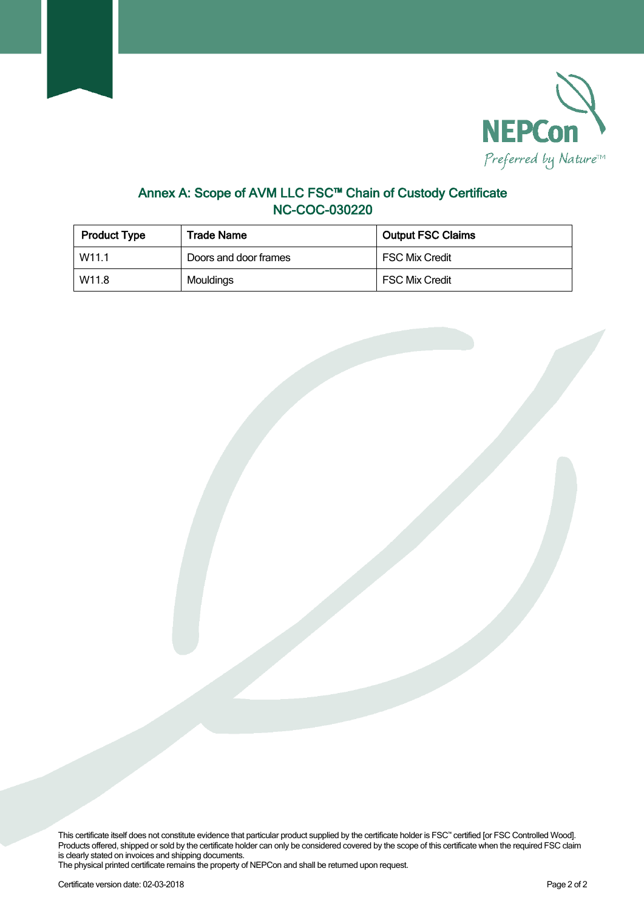## Annex A: Scope of AVM LLC FSC™ Chain of Custody Certificate NC-COC-030220

| Product Type | Trade Name | Output FSC Claims |
|---|---|---|
| W11.1 | Doors and door frames | FSC Mix Credit |
| W11.8 | Mouldings | FSC Mix Credit |

This certificate itself does not constitute evidence that particular product supplied by the certificate holder is FSC™ certified [or FSC Controlled Wood]. Products offered, shipped or sold by the certificate holder can only be considered covered by the scope of this certificate when the required FSC claim is clearly stated on invoices and shipping documents.
The physical printed certificate remains the property of NEPCon and shall be returned upon request.

Certificate version date: 02-03-2018